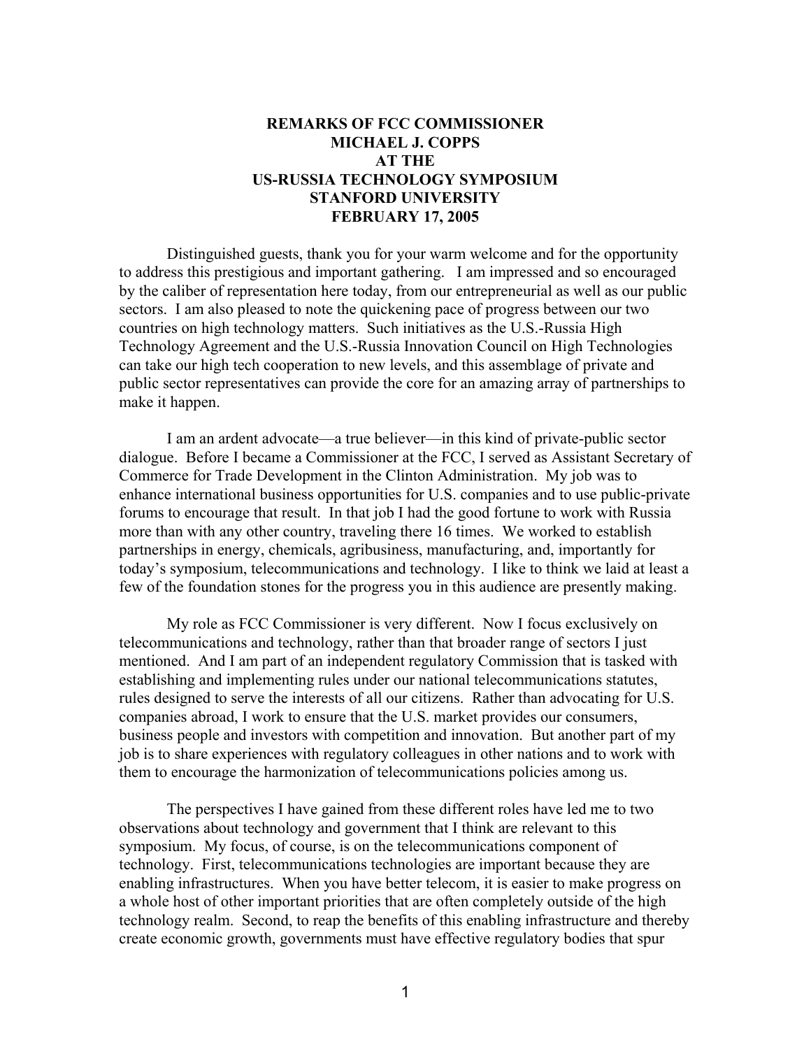# REMARKS OF FCC COMMISSIONER MICHAEL J. COPPS AT THE US-RUSSIA TECHNOLOGY SYMPOSIUM STANFORD UNIVERSITY FEBRUARY 17, 2005

Distinguished guests, thank you for your warm welcome and for the opportunity to address this prestigious and important gathering. I am impressed and so encouraged by the caliber of representation here today, from our entrepreneurial as well as our public sectors. I am also pleased to note the quickening pace of progress between our two countries on high technology matters. Such initiatives as the U.S.-Russia High Technology Agreement and the U.S.-Russia Innovation Council on High Technologies can take our high tech cooperation to new levels, and this assemblage of private and public sector representatives can provide the core for an amazing array of partnerships to make it happen.

I am an ardent advocate—a true believer—in this kind of private-public sector dialogue. Before I became a Commissioner at the FCC, I served as Assistant Secretary of Commerce for Trade Development in the Clinton Administration. My job was to enhance international business opportunities for U.S. companies and to use public-private forums to encourage that result. In that job I had the good fortune to work with Russia more than with any other country, traveling there 16 times. We worked to establish partnerships in energy, chemicals, agribusiness, manufacturing, and, importantly for today's symposium, telecommunications and technology. I like to think we laid at least a few of the foundation stones for the progress you in this audience are presently making.

My role as FCC Commissioner is very different. Now I focus exclusively on telecommunications and technology, rather than that broader range of sectors I just mentioned. And I am part of an independent regulatory Commission that is tasked with establishing and implementing rules under our national telecommunications statutes, rules designed to serve the interests of all our citizens. Rather than advocating for U.S. companies abroad, I work to ensure that the U.S. market provides our consumers, business people and investors with competition and innovation. But another part of my job is to share experiences with regulatory colleagues in other nations and to work with them to encourage the harmonization of telecommunications policies among us.

The perspectives I have gained from these different roles have led me to two observations about technology and government that I think are relevant to this symposium. My focus, of course, is on the telecommunications component of technology. First, telecommunications technologies are important because they are enabling infrastructures. When you have better telecom, it is easier to make progress on a whole host of other important priorities that are often completely outside of the high technology realm. Second, to reap the benefits of this enabling infrastructure and thereby create economic growth, governments must have effective regulatory bodies that spur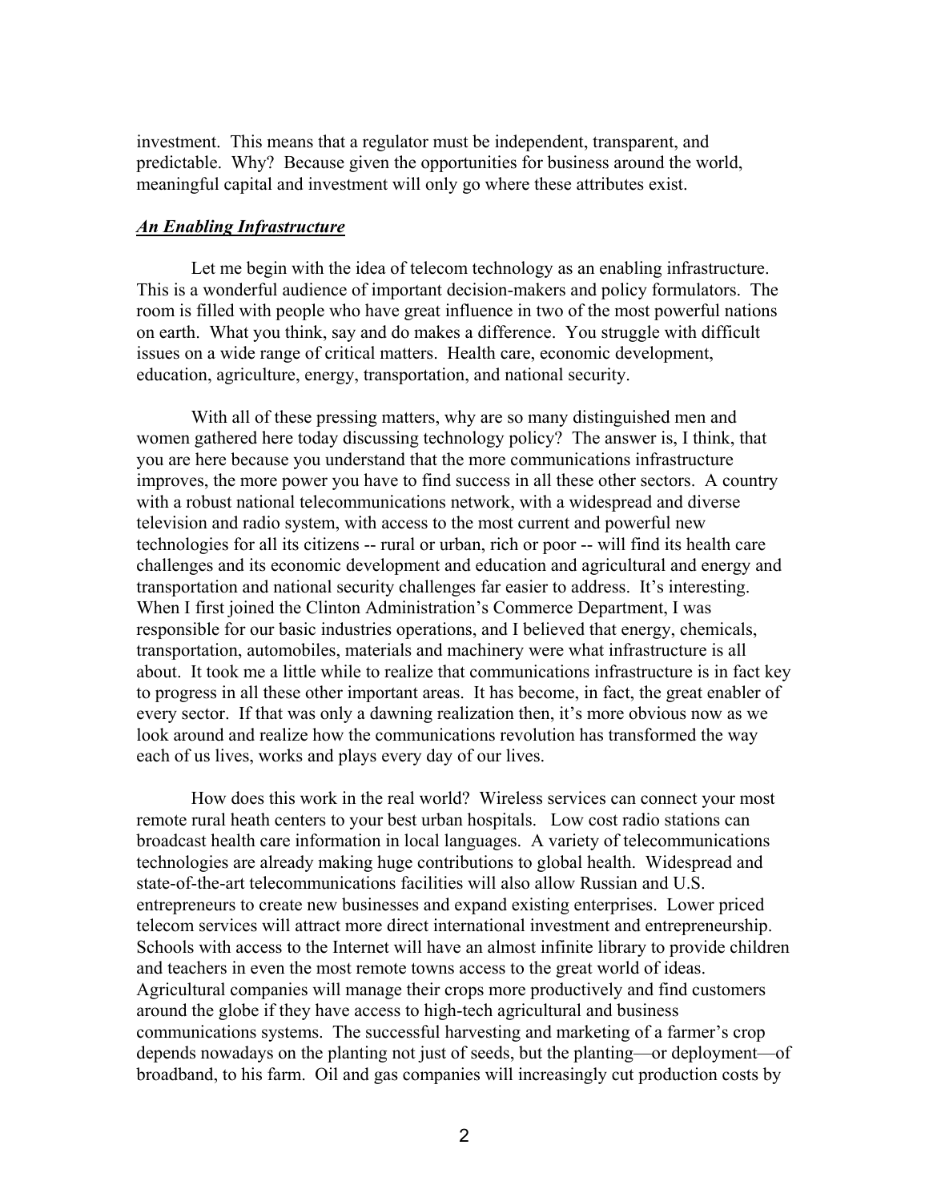investment. This means that a regulator must be independent, transparent, and predictable. Why? Because given the opportunities for business around the world, meaningful capital and investment will only go where these attributes exist.

## ***An Enabling Infrastructure***

Let me begin with the idea of telecom technology as an enabling infrastructure. This is a wonderful audience of important decision-makers and policy formulators. The room is filled with people who have great influence in two of the most powerful nations on earth. What you think, say and do makes a difference. You struggle with difficult issues on a wide range of critical matters. Health care, economic development, education, agriculture, energy, transportation, and national security.

With all of these pressing matters, why are so many distinguished men and women gathered here today discussing technology policy? The answer is, I think, that you are here because you understand that the more communications infrastructure improves, the more power you have to find success in all these other sectors. A country with a robust national telecommunications network, with a widespread and diverse television and radio system, with access to the most current and powerful new technologies for all its citizens -- rural or urban, rich or poor -- will find its health care challenges and its economic development and education and agricultural and energy and transportation and national security challenges far easier to address. It's interesting. When I first joined the Clinton Administration's Commerce Department, I was responsible for our basic industries operations, and I believed that energy, chemicals, transportation, automobiles, materials and machinery were what infrastructure is all about. It took me a little while to realize that communications infrastructure is in fact key to progress in all these other important areas. It has become, in fact, the great enabler of every sector. If that was only a dawning realization then, it's more obvious now as we look around and realize how the communications revolution has transformed the way each of us lives, works and plays every day of our lives.

How does this work in the real world? Wireless services can connect your most remote rural heath centers to your best urban hospitals. Low cost radio stations can broadcast health care information in local languages. A variety of telecommunications technologies are already making huge contributions to global health. Widespread and state-of-the-art telecommunications facilities will also allow Russian and U.S. entrepreneurs to create new businesses and expand existing enterprises. Lower priced telecom services will attract more direct international investment and entrepreneurship. Schools with access to the Internet will have an almost infinite library to provide children and teachers in even the most remote towns access to the great world of ideas. Agricultural companies will manage their crops more productively and find customers around the globe if they have access to high-tech agricultural and business communications systems. The successful harvesting and marketing of a farmer's crop depends nowadays on the planting not just of seeds, but the planting—or deployment—of broadband, to his farm. Oil and gas companies will increasingly cut production costs by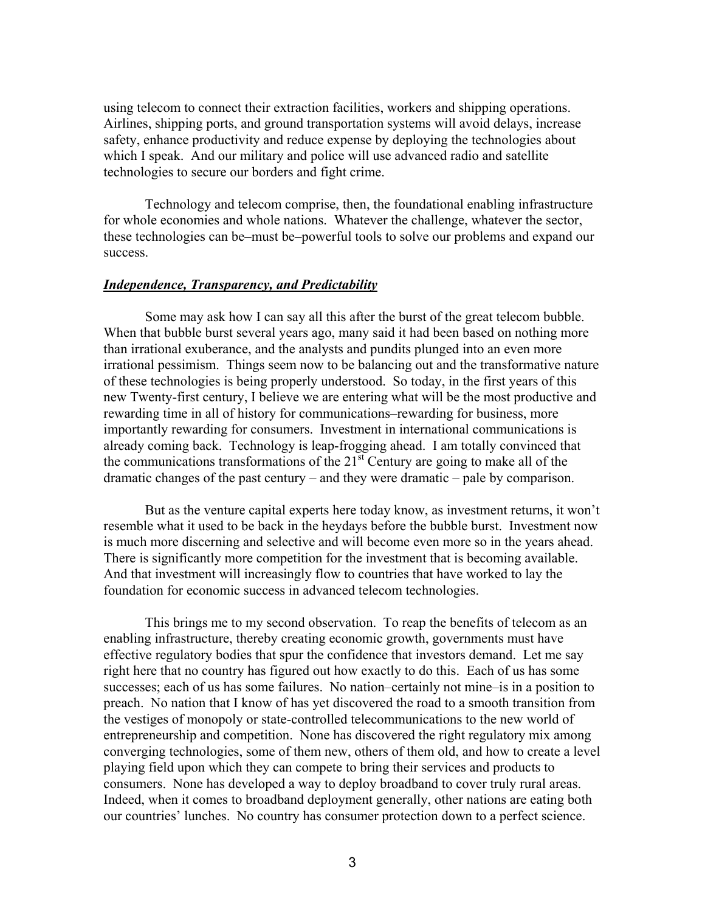using telecom to connect their extraction facilities, workers and shipping operations. Airlines, shipping ports, and ground transportation systems will avoid delays, increase safety, enhance productivity and reduce expense by deploying the technologies about which I speak. And our military and police will use advanced radio and satellite technologies to secure our borders and fight crime.

Technology and telecom comprise, then, the foundational enabling infrastructure for whole economies and whole nations. Whatever the challenge, whatever the sector, these technologies can be–must be–powerful tools to solve our problems and expand our success.

***Independence, Transparency, and Predictability***

Some may ask how I can say all this after the burst of the great telecom bubble. When that bubble burst several years ago, many said it had been based on nothing more than irrational exuberance, and the analysts and pundits plunged into an even more irrational pessimism. Things seem now to be balancing out and the transformative nature of these technologies is being properly understood. So today, in the first years of this new Twenty-first century, I believe we are entering what will be the most productive and rewarding time in all of history for communications–rewarding for business, more importantly rewarding for consumers. Investment in international communications is already coming back. Technology is leap-frogging ahead. I am totally convinced that the communications transformations of the 21st Century are going to make all of the dramatic changes of the past century – and they were dramatic – pale by comparison.

But as the venture capital experts here today know, as investment returns, it won't resemble what it used to be back in the heydays before the bubble burst. Investment now is much more discerning and selective and will become even more so in the years ahead. There is significantly more competition for the investment that is becoming available. And that investment will increasingly flow to countries that have worked to lay the foundation for economic success in advanced telecom technologies.

This brings me to my second observation. To reap the benefits of telecom as an enabling infrastructure, thereby creating economic growth, governments must have effective regulatory bodies that spur the confidence that investors demand. Let me say right here that no country has figured out how exactly to do this. Each of us has some successes; each of us has some failures. No nation–certainly not mine–is in a position to preach. No nation that I know of has yet discovered the road to a smooth transition from the vestiges of monopoly or state-controlled telecommunications to the new world of entrepreneurship and competition. None has discovered the right regulatory mix among converging technologies, some of them new, others of them old, and how to create a level playing field upon which they can compete to bring their services and products to consumers. None has developed a way to deploy broadband to cover truly rural areas. Indeed, when it comes to broadband deployment generally, other nations are eating both our countries' lunches. No country has consumer protection down to a perfect science.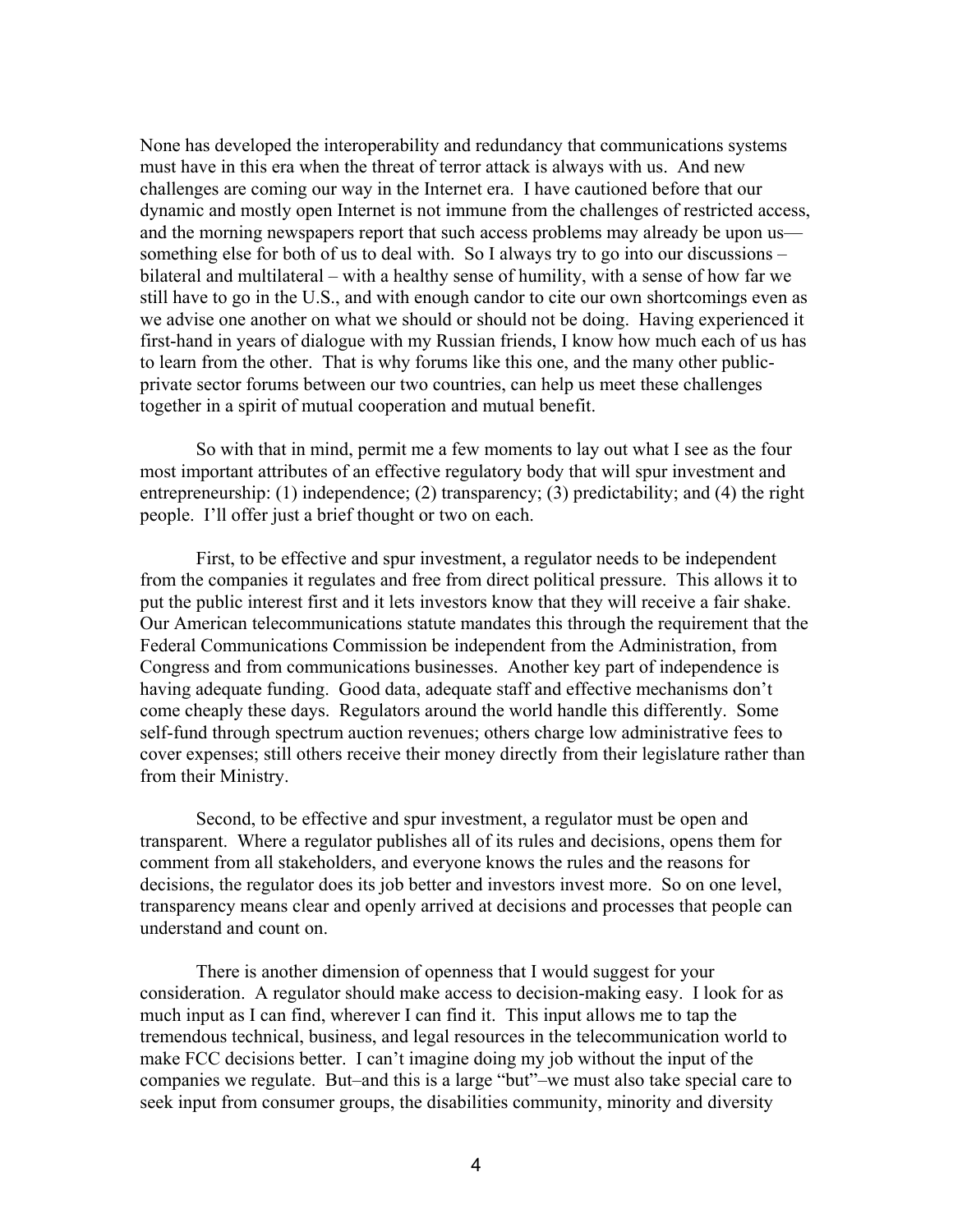None has developed the interoperability and redundancy that communications systems must have in this era when the threat of terror attack is always with us. And new challenges are coming our way in the Internet era. I have cautioned before that our dynamic and mostly open Internet is not immune from the challenges of restricted access, and the morning newspapers report that such access problems may already be upon us—something else for both of us to deal with. So I always try to go into our discussions – bilateral and multilateral – with a healthy sense of humility, with a sense of how far we still have to go in the U.S., and with enough candor to cite our own shortcomings even as we advise one another on what we should or should not be doing. Having experienced it first-hand in years of dialogue with my Russian friends, I know how much each of us has to learn from the other. That is why forums like this one, and the many other public-private sector forums between our two countries, can help us meet these challenges together in a spirit of mutual cooperation and mutual benefit.

So with that in mind, permit me a few moments to lay out what I see as the four most important attributes of an effective regulatory body that will spur investment and entrepreneurship: (1) independence; (2) transparency; (3) predictability; and (4) the right people. I'll offer just a brief thought or two on each.

First, to be effective and spur investment, a regulator needs to be independent from the companies it regulates and free from direct political pressure. This allows it to put the public interest first and it lets investors know that they will receive a fair shake. Our American telecommunications statute mandates this through the requirement that the Federal Communications Commission be independent from the Administration, from Congress and from communications businesses. Another key part of independence is having adequate funding. Good data, adequate staff and effective mechanisms don't come cheaply these days. Regulators around the world handle this differently. Some self-fund through spectrum auction revenues; others charge low administrative fees to cover expenses; still others receive their money directly from their legislature rather than from their Ministry.

Second, to be effective and spur investment, a regulator must be open and transparent. Where a regulator publishes all of its rules and decisions, opens them for comment from all stakeholders, and everyone knows the rules and the reasons for decisions, the regulator does its job better and investors invest more. So on one level, transparency means clear and openly arrived at decisions and processes that people can understand and count on.

There is another dimension of openness that I would suggest for your consideration. A regulator should make access to decision-making easy. I look for as much input as I can find, wherever I can find it. This input allows me to tap the tremendous technical, business, and legal resources in the telecommunication world to make FCC decisions better. I can't imagine doing my job without the input of the companies we regulate. But–and this is a large "but"–we must also take special care to seek input from consumer groups, the disabilities community, minority and diversity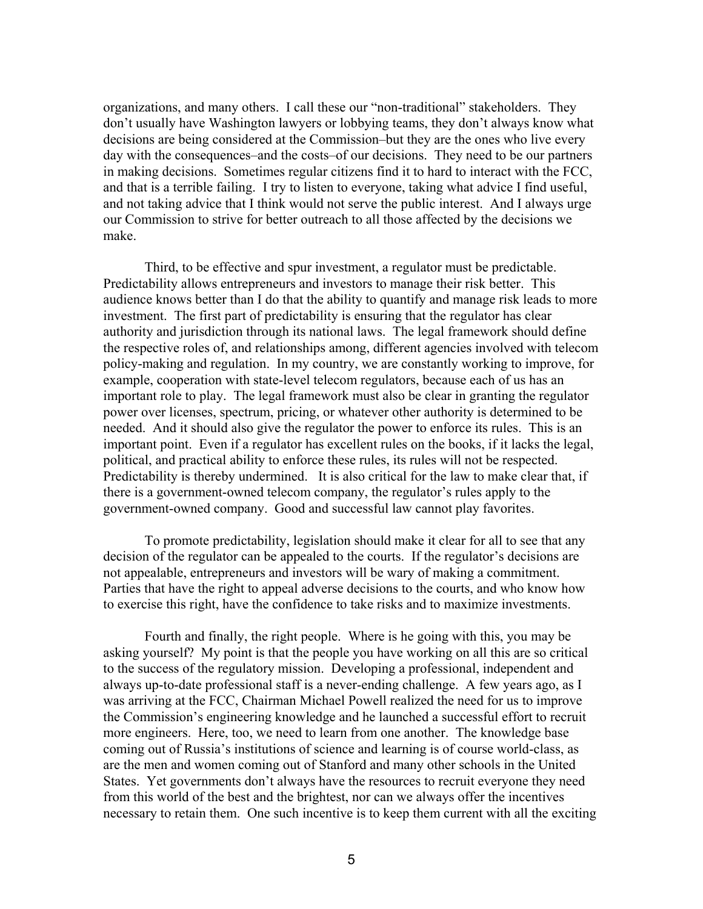organizations, and many others. I call these our "non-traditional" stakeholders. They don't usually have Washington lawyers or lobbying teams, they don't always know what decisions are being considered at the Commission–but they are the ones who live every day with the consequences–and the costs–of our decisions. They need to be our partners in making decisions. Sometimes regular citizens find it to hard to interact with the FCC, and that is a terrible failing. I try to listen to everyone, taking what advice I find useful, and not taking advice that I think would not serve the public interest. And I always urge our Commission to strive for better outreach to all those affected by the decisions we make.

Third, to be effective and spur investment, a regulator must be predictable. Predictability allows entrepreneurs and investors to manage their risk better. This audience knows better than I do that the ability to quantify and manage risk leads to more investment. The first part of predictability is ensuring that the regulator has clear authority and jurisdiction through its national laws. The legal framework should define the respective roles of, and relationships among, different agencies involved with telecom policy-making and regulation. In my country, we are constantly working to improve, for example, cooperation with state-level telecom regulators, because each of us has an important role to play. The legal framework must also be clear in granting the regulator power over licenses, spectrum, pricing, or whatever other authority is determined to be needed. And it should also give the regulator the power to enforce its rules. This is an important point. Even if a regulator has excellent rules on the books, if it lacks the legal, political, and practical ability to enforce these rules, its rules will not be respected. Predictability is thereby undermined. It is also critical for the law to make clear that, if there is a government-owned telecom company, the regulator's rules apply to the government-owned company. Good and successful law cannot play favorites.

To promote predictability, legislation should make it clear for all to see that any decision of the regulator can be appealed to the courts. If the regulator's decisions are not appealable, entrepreneurs and investors will be wary of making a commitment. Parties that have the right to appeal adverse decisions to the courts, and who know how to exercise this right, have the confidence to take risks and to maximize investments.

Fourth and finally, the right people. Where is he going with this, you may be asking yourself? My point is that the people you have working on all this are so critical to the success of the regulatory mission. Developing a professional, independent and always up-to-date professional staff is a never-ending challenge. A few years ago, as I was arriving at the FCC, Chairman Michael Powell realized the need for us to improve the Commission's engineering knowledge and he launched a successful effort to recruit more engineers. Here, too, we need to learn from one another. The knowledge base coming out of Russia's institutions of science and learning is of course world-class, as are the men and women coming out of Stanford and many other schools in the United States. Yet governments don't always have the resources to recruit everyone they need from this world of the best and the brightest, nor can we always offer the incentives necessary to retain them. One such incentive is to keep them current with all the exciting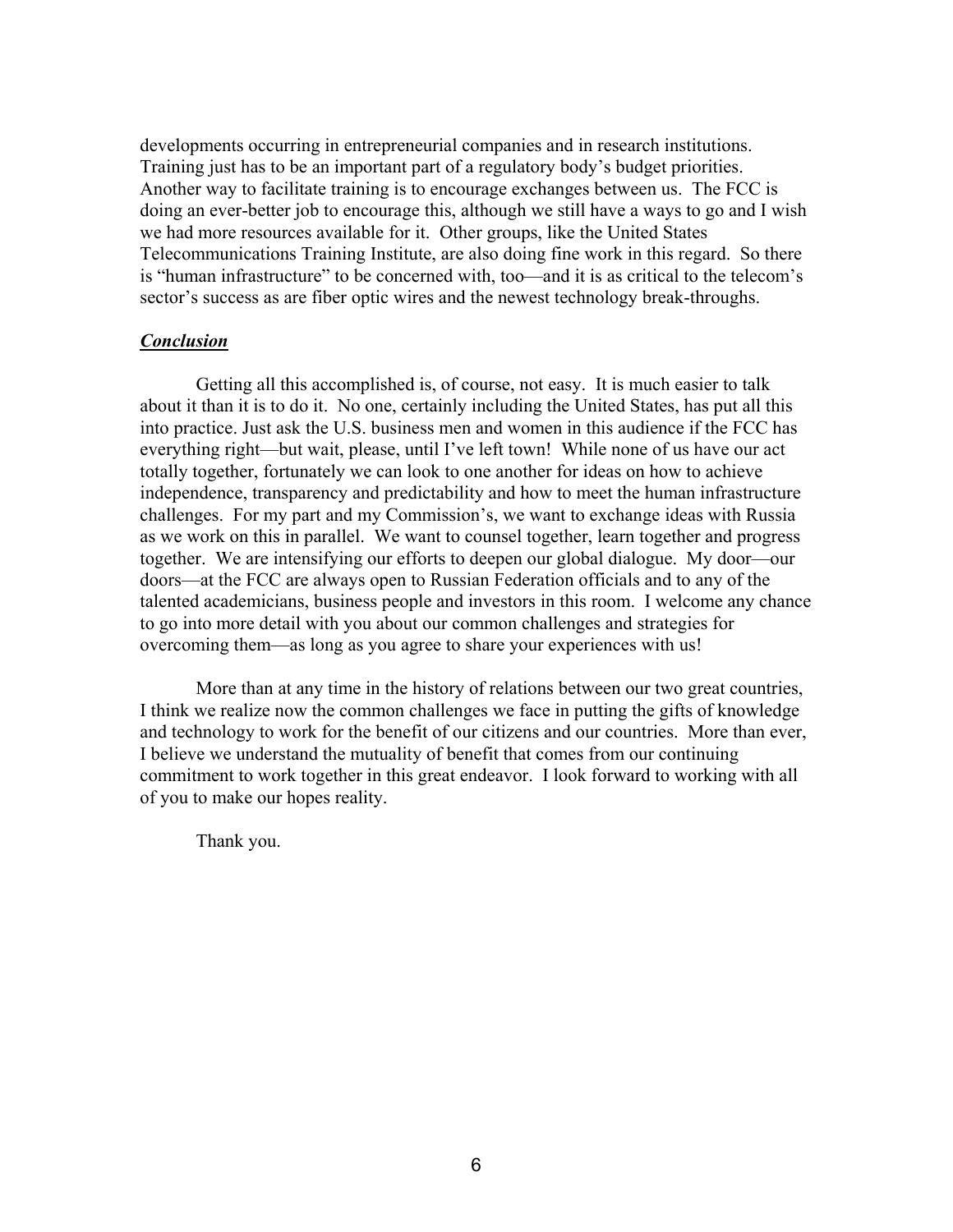developments occurring in entrepreneurial companies and in research institutions. Training just has to be an important part of a regulatory body's budget priorities. Another way to facilitate training is to encourage exchanges between us. The FCC is doing an ever-better job to encourage this, although we still have a ways to go and I wish we had more resources available for it. Other groups, like the United States Telecommunications Training Institute, are also doing fine work in this regard. So there is "human infrastructure" to be concerned with, too—and it is as critical to the telecom's sector's success as are fiber optic wires and the newest technology break-throughs.

***Conclusion***

Getting all this accomplished is, of course, not easy. It is much easier to talk about it than it is to do it. No one, certainly including the United States, has put all this into practice. Just ask the U.S. business men and women in this audience if the FCC has everything right—but wait, please, until I've left town! While none of us have our act totally together, fortunately we can look to one another for ideas on how to achieve independence, transparency and predictability and how to meet the human infrastructure challenges. For my part and my Commission's, we want to exchange ideas with Russia as we work on this in parallel. We want to counsel together, learn together and progress together. We are intensifying our efforts to deepen our global dialogue. My door—our doors—at the FCC are always open to Russian Federation officials and to any of the talented academicians, business people and investors in this room. I welcome any chance to go into more detail with you about our common challenges and strategies for overcoming them—as long as you agree to share your experiences with us!

More than at any time in the history of relations between our two great countries, I think we realize now the common challenges we face in putting the gifts of knowledge and technology to work for the benefit of our citizens and our countries. More than ever, I believe we understand the mutuality of benefit that comes from our continuing commitment to work together in this great endeavor. I look forward to working with all of you to make our hopes reality.

Thank you.